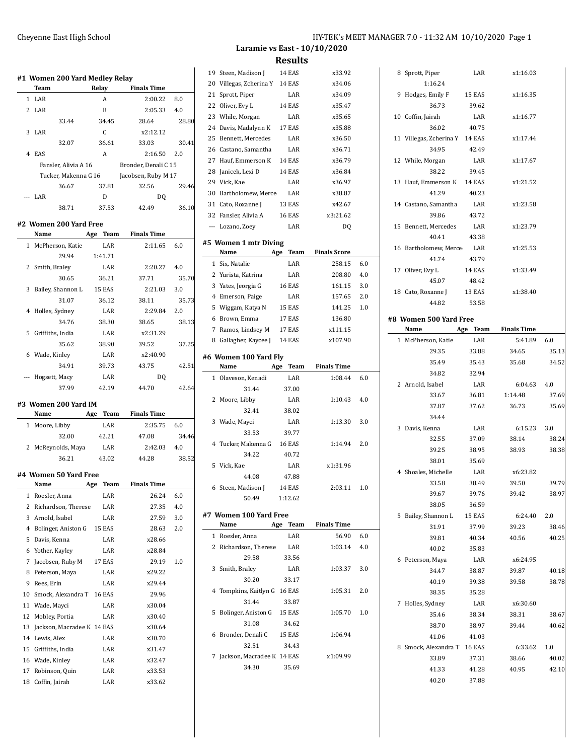## Laramie vs East - 10/10/2020

## Results

### #1 Women 200 Yard Medley Relay

| | Team | Relay | Finals Time | |
|---|---|---|---|---|
| 1 | LAR | A | 2:00.22 | 8.0 |
| 2 | LAR | B | 2:05.33 | 4.0 |
| | 33.44 | 34.45 | 28.64 | 28.80 |
| 3 | LAR | C | x2:12.12 | |
| | 32.07 | 36.61 | 33.03 | 30.41 |
| 4 | EAS | A | 2:16.50 | 2.0 |
| | Fansler, Alivia A 16 | | Bronder, Denali C 15 | |
| | Tucker, Makenna G 16 | | Jacobsen, Ruby M 17 | |
| | 36.67 | 37.81 | 32.56 | 29.46 |
| --- | LAR | D | DQ | |
| | 38.71 | 37.53 | 42.49 | 36.10 |

### #2 Women 200 Yard Free

| | Name | Age | Team | Finals Time | |
|---|---|---|---|---|---|
| 1 | McPherson, Katie | | LAR | 2:11.65 | 6.0 |
| | 29.94 | 1:41.71 | | | |
| 2 | Smith, Braley | | LAR | 2:20.27 | 4.0 |
| | 30.65 | 36.21 | 37.71 | 35.70 | |
| 3 | Bailey, Shannon L | 15 | EAS | 2:21.03 | 3.0 |
| | 31.07 | 36.12 | 38.11 | 35.73 | |
| 4 | Holles, Sydney | | LAR | 2:29.84 | 2.0 |
| | 34.76 | 38.30 | 38.65 | 38.13 | |
| 5 | Griffiths, India | | LAR | x2:31.29 | |
| | 35.62 | 38.90 | 39.52 | 37.25 | |
| 6 | Wade, Kinley | | LAR | x2:40.90 | |
| | 34.91 | 39.73 | 43.75 | 42.51 | |
| --- | Hogsett, Macy | | LAR | DQ | |
| | 37.99 | 42.19 | 44.70 | 42.64 | |

### #3 Women 200 Yard IM

| | Name | Age | Team | Finals Time | |
|---|---|---|---|---|---|
| 1 | Moore, Libby | | LAR | 2:35.75 | 6.0 |
| | 32.00 | 42.21 | 47.08 | 34.46 | |
| 2 | McReynolds, Maya | | LAR | 2:42.03 | 4.0 |
| | 36.21 | 43.02 | 44.28 | 38.52 | |

### #4 Women 50 Yard Free

| | Name | Age | Team | Finals Time | |
|---|---|---|---|---|---|
| 1 | Roesler, Anna | | LAR | 26.24 | 6.0 |
| 2 | Richardson, Therese | | LAR | 27.35 | 4.0 |
| 3 | Arnold, Isabel | | LAR | 27.59 | 3.0 |
| 4 | Bolinger, Aniston G | 15 | EAS | 28.63 | 2.0 |
| 5 | Davis, Kenna | | LAR | x28.66 | |
| 6 | Yother, Kayley | | LAR | x28.84 | |
| 7 | Jacobsen, Ruby M | 17 | EAS | 29.19 | 1.0 |
| 8 | Peterson, Maya | | LAR | x29.22 | |
| 9 | Rees, Erin | | LAR | x29.44 | |
| 10 | Smock, Alexandra T | 16 | EAS | 29.96 | |
| 11 | Wade, Mayci | | LAR | x30.04 | |
| 12 | Mobley, Portia | | LAR | x30.40 | |
| 13 | Jackson, Macradee K | 14 | EAS | x30.64 | |
| 14 | Lewis, Alex | | LAR | x30.70 | |
| 15 | Griffiths, India | | LAR | x31.47 | |
| 16 | Wade, Kinley | | LAR | x32.47 | |
| 17 | Robinson, Quin | | LAR | x33.53 | |
| 18 | Coffin, Jairah | | LAR | x33.62 | |
| 19 | Steen, Madison J | 14 | EAS | x33.92 | |
| 20 | Villegas, Zcherina Y | 14 | EAS | x34.06 | |
| 21 | Sprott, Piper | | LAR | x34.09 | |
| 22 | Oliver, Evy L | 14 | EAS | x35.47 | |
| 23 | While, Morgan | | LAR | x35.65 | |
| 24 | Davis, Madalynn K | 17 | EAS | x35.88 | |
| 25 | Bennett, Mercedes | | LAR | x36.50 | |
| 26 | Castano, Samantha | | LAR | x36.71 | |
| 27 | Hauf, Emmerson K | 14 | EAS | x36.79 | |
| 28 | Janicek, Lexi D | 14 | EAS | x36.84 | |
| 29 | Vick, Kae | | LAR | x36.97 | |
| 30 | Bartholomew, Merce | | LAR | x38.87 | |
| 31 | Cato, Roxanne J | 13 | EAS | x42.67 | |
| 32 | Fansler, Alivia A | 16 | EAS | x3:21.62 | |
| --- | Lozano, Zoey | | LAR | DQ | |

### #5 Women 1 mtr Diving

| | Name | Age | Team | Finals Score | |
|---|---|---|---|---|---|
| 1 | Six, Natalie | | LAR | 258.15 | 6.0 |
| 2 | Yurista, Katrina | | LAR | 208.80 | 4.0 |
| 3 | Yates, Jeorgia G | 16 | EAS | 161.15 | 3.0 |
| 4 | Emerson, Paige | | LAR | 157.65 | 2.0 |
| 5 | Wiggam, Katya N | 15 | EAS | 141.25 | 1.0 |
| 6 | Brown, Emma | 17 | EAS | 136.80 | |
| 7 | Ramos, Lindsey M | 17 | EAS | x111.15 | |
| 8 | Gallagher, Kaycee J | 14 | EAS | x107.90 | |

### #6 Women 100 Yard Fly

| | Name | Age | Team | Finals Time | |
|---|---|---|---|---|---|
| 1 | Olaveson, Kenadi | | LAR | 1:08.44 | 6.0 |
| | 31.44 | 37.00 | | | |
| 2 | Moore, Libby | | LAR | 1:10.43 | 4.0 |
| | 32.41 | 38.02 | | | |
| 3 | Wade, Mayci | | LAR | 1:13.30 | 3.0 |
| | 33.53 | 39.77 | | | |
| 4 | Tucker, Makenna G | 16 | EAS | 1:14.94 | 2.0 |
| | 34.22 | 40.72 | | | |
| 5 | Vick, Kae | | LAR | x1:31.96 | |
| | 44.08 | 47.88 | | | |
| 6 | Steen, Madison J | 14 | EAS | 2:03.11 | 1.0 |
| | 50.49 | 1:12.62 | | | |

### #7 Women 100 Yard Free

| | Name | Age | Team | Finals Time | |
|---|---|---|---|---|---|
| 1 | Roesler, Anna | | LAR | 56.90 | 6.0 |
| 2 | Richardson, Therese | | LAR | 1:03.14 | 4.0 |
| | 29.58 | 33.56 | | | |
| 3 | Smith, Braley | | LAR | 1:03.37 | 3.0 |
| | 30.20 | 33.17 | | | |
| 4 | Tompkins, Kaitlyn G | 16 | EAS | 1:05.31 | 2.0 |
| | 31.44 | 33.87 | | | |
| 5 | Bolinger, Aniston G | 15 | EAS | 1:05.70 | 1.0 |
| | 31.08 | 34.62 | | | |
| 6 | Bronder, Denali C | 15 | EAS | 1:06.94 | |
| | 32.51 | 34.43 | | | |
| 7 | Jackson, Macradee K | 14 | EAS | x1:09.99 | |
| | 34.30 | 35.69 | | | |
| 8 | Sprott, Piper | | LAR | x1:16.03 | |
| | 1:16.24 | | | | |
| 9 | Hodges, Emily F | 15 | EAS | x1:16.35 | |
| | 36.73 | 39.62 | | | |
| 10 | Coffin, Jairah | | LAR | x1:16.77 | |
| | 36.02 | 40.75 | | | |
| 11 | Villegas, Zcherina Y | 14 | EAS | x1:17.44 | |
| | 34.95 | 42.49 | | | |
| 12 | While, Morgan | | LAR | x1:17.67 | |
| | 38.22 | 39.45 | | | |
| 13 | Hauf, Emmerson K | 14 | EAS | x1:21.52 | |
| | 41.29 | 40.23 | | | |
| 14 | Castano, Samantha | | LAR | x1:23.58 | |
| | 39.86 | 43.72 | | | |
| 15 | Bennett, Mercedes | | LAR | x1:23.79 | |
| | 40.41 | 43.38 | | | |
| 16 | Bartholomew, Merce | | LAR | x1:25.53 | |
| | 41.74 | 43.79 | | | |
| 17 | Oliver, Evy L | 14 | EAS | x1:33.49 | |
| | 45.07 | 48.42 | | | |
| 18 | Cato, Roxanne J | 13 | EAS | x1:38.40 | |
| | 44.82 | 53.58 | | | |

### #8 Women 500 Yard Free

| | Name | Age | Team | Finals Time | |
|---|---|---|---|---|---|
| 1 | McPherson, Katie | | LAR | 5:41.89 | 6.0 |
| | 29.35 | 33.88 | 34.65 | 35.13 | |
| | 35.49 | 35.43 | 35.68 | 34.52 | |
| | 34.82 | 32.94 | | | |
| 2 | Arnold, Isabel | | LAR | 6:04.63 | 4.0 |
| | 33.67 | 36.81 | 1:14.48 | 37.69 | |
| | 37.87 | 37.62 | 36.73 | 35.69 | |
| | 34.44 | | | | |
| 3 | Davis, Kenna | | LAR | 6:15.23 | 3.0 |
| | 32.55 | 37.09 | 38.14 | 38.24 | |
| | 39.25 | 38.95 | 38.93 | 38.38 | |
| | 38.01 | 35.69 | | | |
| 4 | Shoales, Michelle | | LAR | x6:23.82 | |
| | 33.58 | 38.49 | 39.50 | 39.79 | |
| | 39.67 | 39.76 | 39.42 | 38.97 | |
| | 38.05 | 36.59 | | | |
| 5 | Bailey, Shannon L | 15 | EAS | 6:24.40 | 2.0 |
| | 31.91 | 37.99 | 39.23 | 38.46 | |
| | 39.81 | 40.34 | 40.56 | 40.25 | |
| | 40.02 | 35.83 | | | |
| 6 | Peterson, Maya | | LAR | x6:24.95 | |
| | 34.47 | 38.87 | 39.87 | 40.18 | |
| | 40.19 | 39.38 | 39.58 | 38.78 | |
| | 38.35 | 35.28 | | | |
| 7 | Holles, Sydney | | LAR | x6:30.60 | |
| | 35.46 | 38.34 | 38.31 | 38.67 | |
| | 38.70 | 38.97 | 39.44 | 40.62 | |
| | 41.06 | 41.03 | | | |
| 8 | Smock, Alexandra T | 16 | EAS | 6:33.62 | 1.0 |
| | 33.89 | 37.31 | 38.66 | 40.02 | |
| | 41.33 | 41.28 | 40.95 | 42.10 | |
| | 40.20 | 37.88 | | | |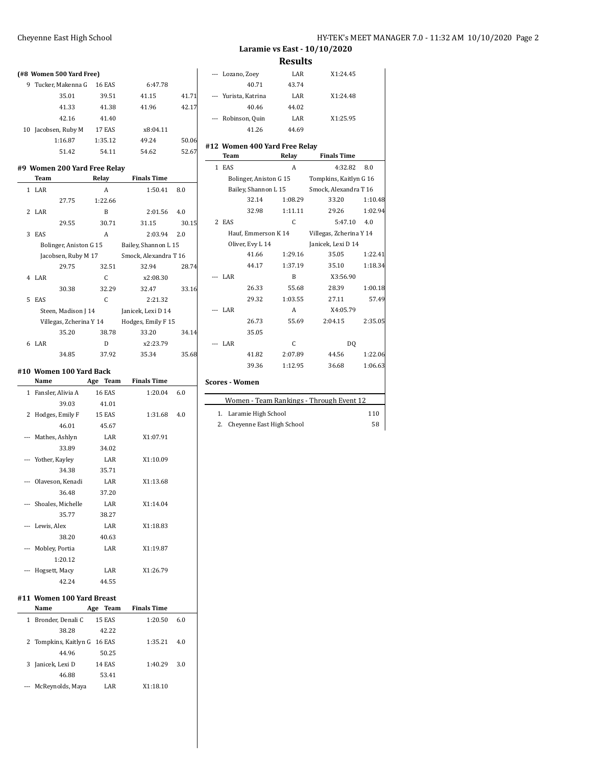## Laramie vs East - 10/10/2020

### Results

**(#8 Women 500 Yard Free)**

| | | | | | |
|---|---|---|---|---|---|
| 9 | Tucker, Makenna G | 16 EAS | 6:47.78 | | |
| | 35.01 | 39.51 | 41.15 | 41.71 | |
| | 41.33 | 41.38 | 41.96 | 42.17 | |
| | 42.16 | 41.40 | | | |
| 10 | Jacobsen, Ruby M | 17 EAS | x8:04.11 | | |
| | 1:16.87 | 1:35.12 | 49.24 | 50.06 | |
| | 51.42 | 54.11 | 54.62 | 52.67 | |

### #9 Women 200 Yard Free Relay

| | Team | Relay | Finals Time | | |
|---|---|---|---|---|---|
| 1 | LAR | A | 1:50.41 | 8.0 | |
| | 27.75 | 1:22.66 | | | |
| 2 | LAR | B | 2:01.56 | 4.0 | |
| | 29.55 | 30.71 | 31.15 | 30.15 | |
| 3 | EAS | A | 2:03.94 | 2.0 | |
| | Bolinger, Aniston G 15 | | Bailey, Shannon L 15 | | |
| | Jacobsen, Ruby M 17 | | Smock, Alexandra T 16 | | |
| | 29.75 | 32.51 | 32.94 | 28.74 | |
| 4 | LAR | C | x2:08.30 | | |
| | 30.38 | 32.29 | 32.47 | 33.16 | |
| 5 | EAS | C | 2:21.32 | | |
| | Steen, Madison J 14 | | Janicek, Lexi D 14 | | |
| | Villegas, Zcherina Y 14 | | Hodges, Emily F 15 | | |
| | 35.20 | 38.78 | 33.20 | 34.14 | |
| 6 | LAR | D | x2:23.79 | | |
| | 34.85 | 37.92 | 35.34 | 35.68 | |

### #10 Women 100 Yard Back

| | Name | Age Team | Finals Time | |
|---|---|---|---|---|
| 1 | Fansler, Alivia A | 16 EAS | 1:20.04 | 6.0 |
| | 39.03 | 41.01 | | |
| 2 | Hodges, Emily F | 15 EAS | 1:31.68 | 4.0 |
| | 46.01 | 45.67 | | |
| --- | Mathes, Ashlyn | LAR | X1:07.91 | |
| | 33.89 | 34.02 | | |
| --- | Yother, Kayley | LAR | X1:10.09 | |
| | 34.38 | 35.71 | | |
| --- | Olaveson, Kenadi | LAR | X1:13.68 | |
| | 36.48 | 37.20 | | |
| --- | Shoales, Michelle | LAR | X1:14.04 | |
| | 35.77 | 38.27 | | |
| --- | Lewis, Alex | LAR | X1:18.83 | |
| | 38.20 | 40.63 | | |
| --- | Mobley, Portia | LAR | X1:19.87 | |
| | 1:20.12 | | | |
| --- | Hogsett, Macy | LAR | X1:26.79 | |
| | 42.24 | 44.55 | | |

### #11 Women 100 Yard Breast

| | Name | Age Team | Finals Time | |
|---|---|---|---|---|
| 1 | Bronder, Denali C | 15 EAS | 1:20.50 | 6.0 |
| | 38.28 | 42.22 | | |
| 2 | Tompkins, Kaitlyn G | 16 EAS | 1:35.21 | 4.0 |
| | 44.96 | 50.25 | | |
| 3 | Janicek, Lexi D | 14 EAS | 1:40.29 | 3.0 |
| | 46.88 | 53.41 | | |
| --- | McReynolds, Maya | LAR | X1:18.10 | |
| --- | Lozano, Zoey | LAR | X1:24.45 | |
| | 40.71 | 43.74 | | |
| --- | Yurista, Katrina | LAR | X1:24.48 | |
| | 40.46 | 44.02 | | |
| --- | Robinson, Quin | LAR | X1:25.95 | |
| | 41.26 | 44.69 | | |

### #12 Women 400 Yard Free Relay

| | Team | Relay | Finals Time | | |
|---|---|---|---|---|---|
| 1 | EAS | A | 4:32.82 | 8.0 | |
| | Bolinger, Aniston G 15 | | Tompkins, Kaitlyn G 16 | | |
| | Bailey, Shannon L 15 | | Smock, Alexandra T 16 | | |
| | 32.14 | 1:08.29 | 33.20 | 1:10.48 | |
| | 32.98 | 1:11.11 | 29.26 | 1:02.94 | |
| 2 | EAS | C | 5:47.10 | 4.0 | |
| | Hauf, Emmerson K 14 | | Villegas, Zcherina Y 14 | | |
| | Oliver, Evy L 14 | | Janicek, Lexi D 14 | | |
| | 41.66 | 1:29.16 | 35.05 | 1:22.41 | |
| | 44.17 | 1:37.19 | 35.10 | 1:18.34 | |
| --- | LAR | B | X3:56.90 | | |
| | 26.33 | 55.68 | 28.39 | 1:00.18 | |
| | 29.32 | 1:03.55 | 27.11 | 57.49 | |
| --- | LAR | A | X4:05.79 | | |
| | 26.73 | 55.69 | 2:04.15 | 2:35.05 | |
| | 35.05 | | | | |
| --- | LAR | C | DQ | | |
| | 41.82 | 2:07.89 | 44.56 | 1:22.06 | |
| | 39.36 | 1:12.95 | 36.68 | 1:06.63 | |

### Scores - Women

Women - Team Rankings - Through Event 12

| | | |
|---|---|---|
| 1. | Laramie High School | 110 |
| 2. | Cheyenne East High School | 58 |